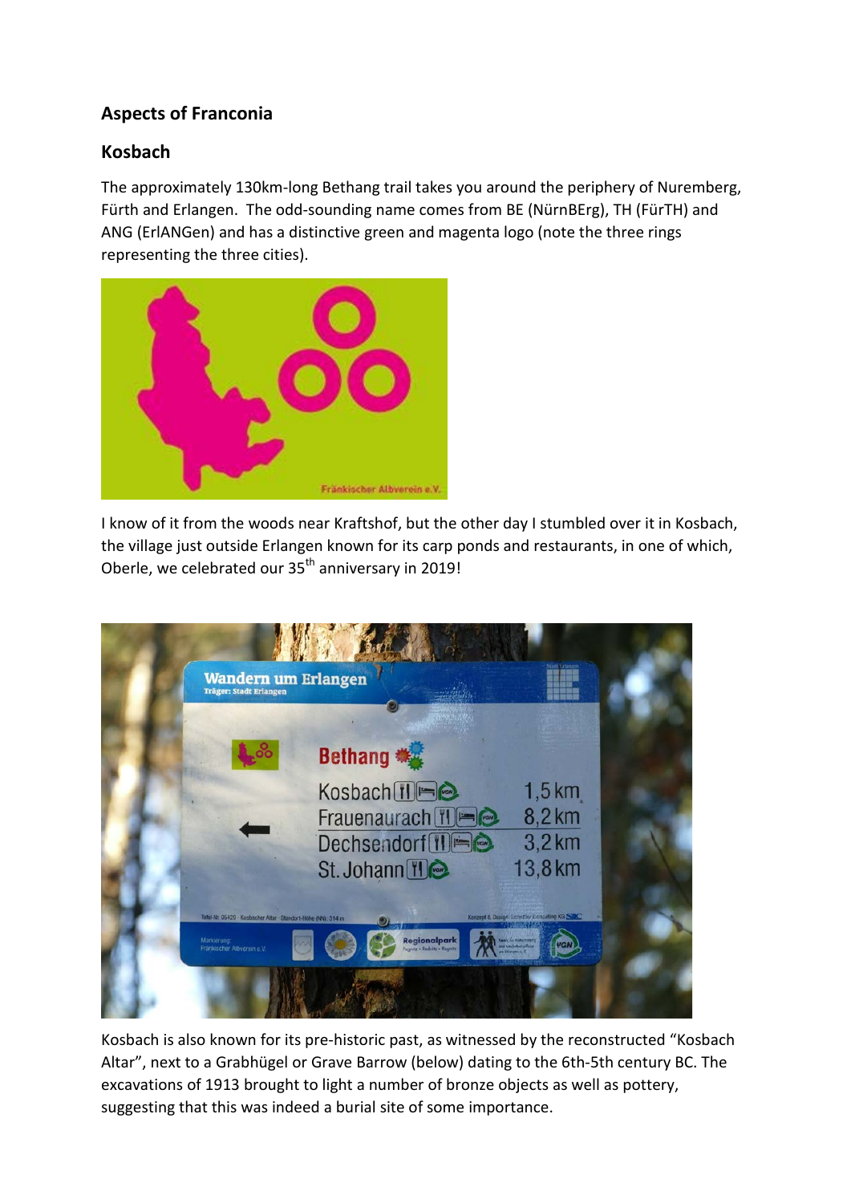## Aspects of Franconia

## Kosbach

The approximately 130km-long Bethang trail takes you around the periphery of Nuremberg, Fürth and Erlangen. The odd-sounding name comes from BE (NürnBErg), TH (FürTH) and ANG (ErlANGen) and has a distinctive green and magenta logo (note the three rings representing the three cities).

I know of it from the woods near Kraftshof, but the other day I stumbled over it in Kosbach, the village just outside Erlangen known for its carp ponds and restaurants, in one of which, Oberle, we celebrated our 35th anniversary in 2019!

Kosbach is also known for its pre-historic past, as witnessed by the reconstructed "Kosbach Altar", next to a Grabhügel or Grave Barrow (below) dating to the 6th-5th century BC. The excavations of 1913 brought to light a number of bronze objects as well as pottery, suggesting that this was indeed a burial site of some importance.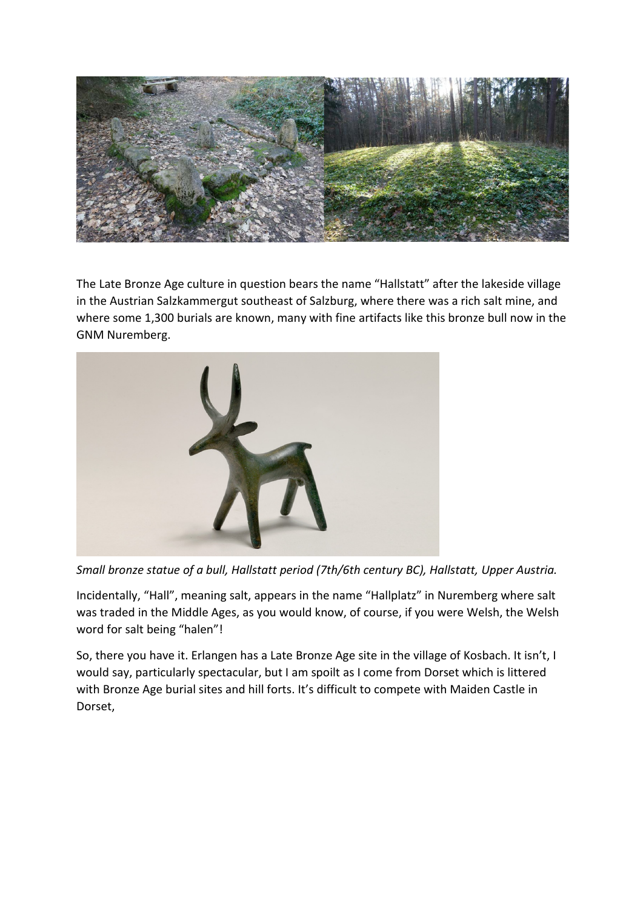The Late Bronze Age culture in question bears the name "Hallstatt" after the lakeside village in the Austrian Salzkammergut southeast of Salzburg, where there was a rich salt mine, and where some 1,300 burials are known, many with fine artifacts like this bronze bull now in the GNM Nuremberg.

*Small bronze statue of a bull, Hallstatt period (7th/6th century BC), Hallstatt, Upper Austria.*

Incidentally, "Hall", meaning salt, appears in the name "Hallplatz" in Nuremberg where salt was traded in the Middle Ages, as you would know, of course, if you were Welsh, the Welsh word for salt being "halen"!

So, there you have it. Erlangen has a Late Bronze Age site in the village of Kosbach. It isn't, I would say, particularly spectacular, but I am spoilt as I come from Dorset which is littered with Bronze Age burial sites and hill forts. It's difficult to compete with Maiden Castle in Dorset,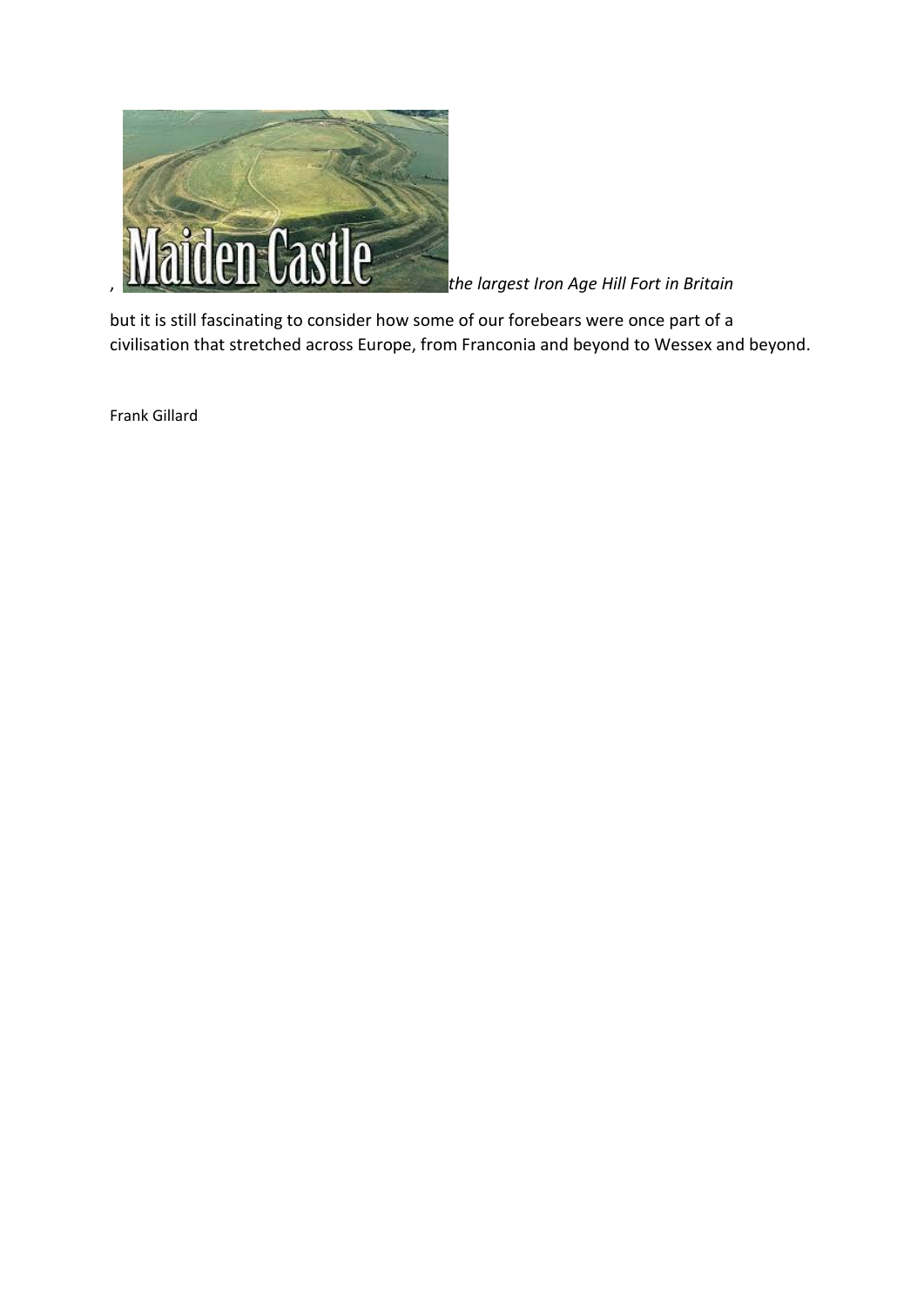, *the largest Iron Age Hill Fort in Britain*

but it is still fascinating to consider how some of our forebears were once part of a civilisation that stretched across Europe, from Franconia and beyond to Wessex and beyond.

Frank Gillard